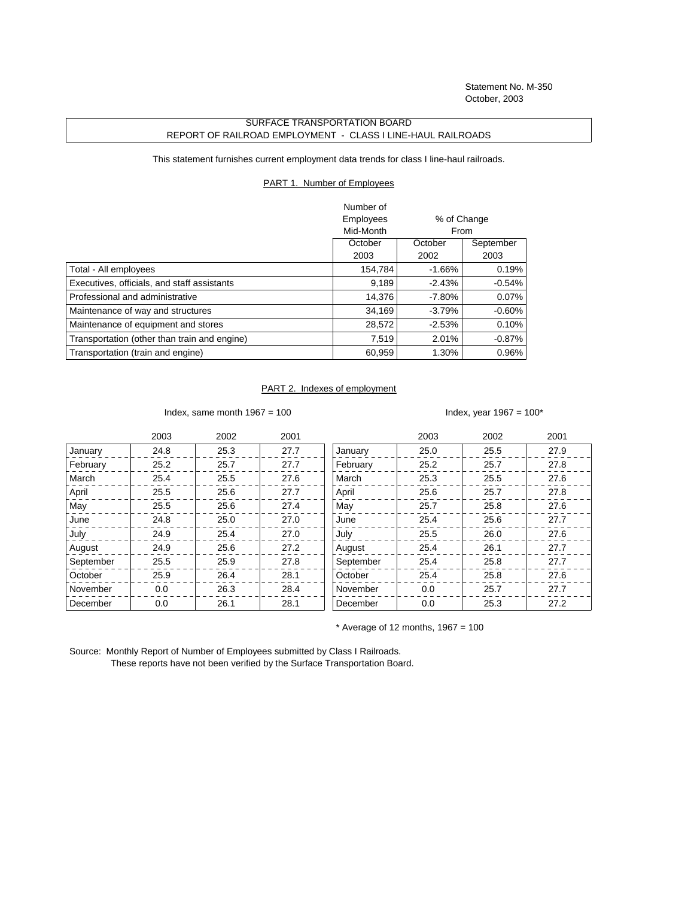Statement No. M-350
October, 2003

# SURFACE TRANSPORTATION BOARD
## REPORT OF RAILROAD EMPLOYMENT - CLASS I LINE-HAUL RAILROADS

This statement furnishes current employment data trends for class I line-haul railroads.

### PART 1. Number of Employees

| | Number of Employees Mid-Month | % of Change From | |
|---|---|---|---|
| | October 2003 | October 2002 | September 2003 |
| Total - All employees | 154,784 | -1.66% | 0.19% |
| Executives, officials, and staff assistants | 9,189 | -2.43% | -0.54% |
| Professional and administrative | 14,376 | -7.80% | 0.07% |
| Maintenance of way and structures | 34,169 | -3.79% | -0.60% |
| Maintenance of equipment and stores | 28,572 | -2.53% | 0.10% |
| Transportation (other than train and engine) | 7,519 | 2.01% | -0.87% |
| Transportation (train and engine) | 60,959 | 1.30% | 0.96% |

### PART 2. Indexes of employment

Index, same month 1967 = 100

| | 2003 | 2002 | 2001 |
|---|---|---|---|
| January | 24.8 | 25.3 | 27.7 |
| February | 25.2 | 25.7 | 27.7 |
| March | 25.4 | 25.5 | 27.6 |
| April | 25.5 | 25.6 | 27.7 |
| May | 25.5 | 25.6 | 27.4 |
| June | 24.8 | 25.0 | 27.0 |
| July | 24.9 | 25.4 | 27.0 |
| August | 24.9 | 25.6 | 27.2 |
| September | 25.5 | 25.9 | 27.8 |
| October | 25.9 | 26.4 | 28.1 |
| November | 0.0 | 26.3 | 28.4 |
| December | 0.0 | 26.1 | 28.1 |

Index, year 1967 = 100*

| | 2003 | 2002 | 2001 |
|---|---|---|---|
| January | 25.0 | 25.5 | 27.9 |
| February | 25.2 | 25.7 | 27.8 |
| March | 25.3 | 25.5 | 27.6 |
| April | 25.6 | 25.7 | 27.8 |
| May | 25.7 | 25.8 | 27.6 |
| June | 25.4 | 25.6 | 27.7 |
| July | 25.5 | 26.0 | 27.6 |
| August | 25.4 | 26.1 | 27.7 |
| September | 25.4 | 25.8 | 27.7 |
| October | 25.4 | 25.8 | 27.6 |
| November | 0.0 | 25.7 | 27.7 |
| December | 0.0 | 25.3 | 27.2 |

* Average of 12 months, 1967 = 100

Source: Monthly Report of Number of Employees submitted by Class I Railroads.
These reports have not been verified by the Surface Transportation Board.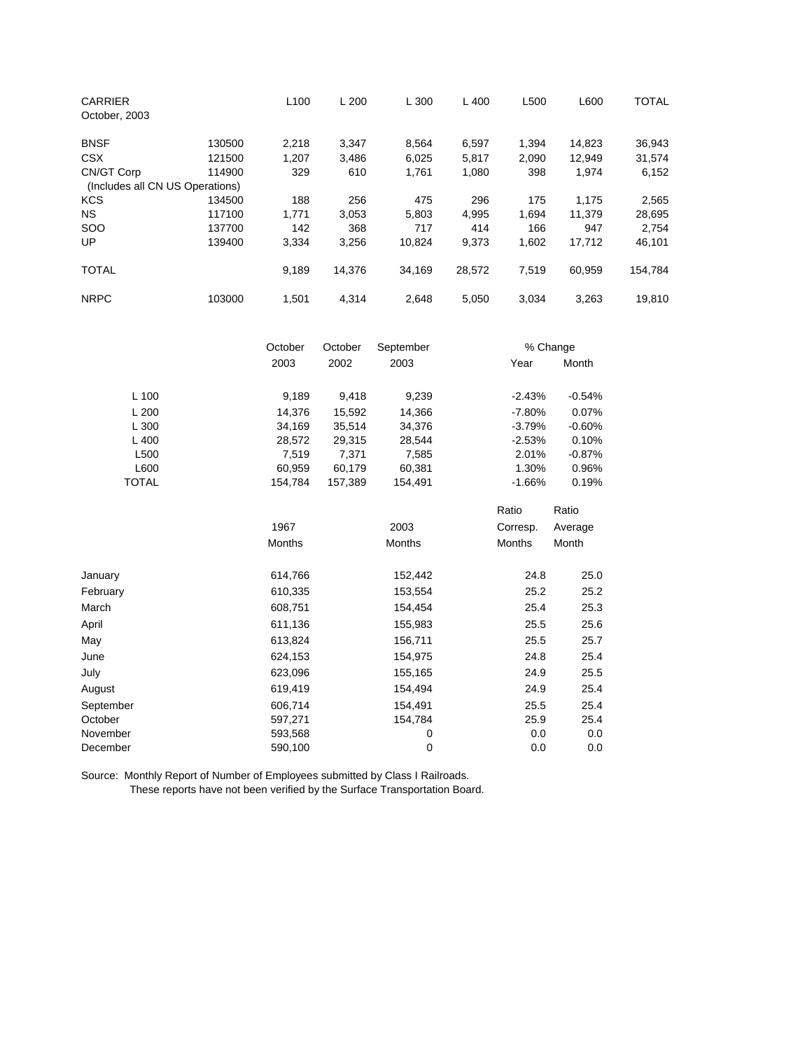| CARRIER<br>October, 2003 | | L100 | L 200 | L 300 | L 400 | L500 | L600 | TOTAL |
|---|---|---|---|---|---|---|---|---|
| BNSF | 130500 | 2,218 | 3,347 | 8,564 | 6,597 | 1,394 | 14,823 | 36,943 |
| CSX | 121500 | 1,207 | 3,486 | 6,025 | 5,817 | 2,090 | 12,949 | 31,574 |
| CN/GT Corp<br>(Includes all CN US Operations) | 114900 | 329 | 610 | 1,761 | 1,080 | 398 | 1,974 | 6,152 |
| KCS | 134500 | 188 | 256 | 475 | 296 | 175 | 1,175 | 2,565 |
| NS | 117100 | 1,771 | 3,053 | 5,803 | 4,995 | 1,694 | 11,379 | 28,695 |
| SOO | 137700 | 142 | 368 | 717 | 414 | 166 | 947 | 2,754 |
| UP | 139400 | 3,334 | 3,256 | 10,824 | 9,373 | 1,602 | 17,712 | 46,101 |
| TOTAL | | 9,189 | 14,376 | 34,169 | 28,572 | 7,519 | 60,959 | 154,784 |
| NRPC | 103000 | 1,501 | 4,314 | 2,648 | 5,050 | 3,034 | 3,263 | 19,810 |

| | October | October | September | % Change | |
|---|---|---|---|---|---|
| | 2003 | 2002 | 2003 | Year | Month |
| L 100 | 9,189 | 9,418 | 9,239 | -2.43% | -0.54% |
| L 200 | 14,376 | 15,592 | 14,366 | -7.80% | 0.07% |
| L 300 | 34,169 | 35,514 | 34,376 | -3.79% | -0.60% |
| L 400 | 28,572 | 29,315 | 28,544 | -2.53% | 0.10% |
| L500 | 7,519 | 7,371 | 7,585 | 2.01% | -0.87% |
| L600 | 60,959 | 60,179 | 60,381 | 1.30% | 0.96% |
| TOTAL | 154,784 | 157,389 | 154,491 | -1.66% | 0.19% |

| | 1967 Months | 2003 Months | Ratio Corresp. Months | Ratio Average Month |
|---|---|---|---|---|
| January | 614,766 | 152,442 | 24.8 | 25.0 |
| February | 610,335 | 153,554 | 25.2 | 25.2 |
| March | 608,751 | 154,454 | 25.4 | 25.3 |
| April | 611,136 | 155,983 | 25.5 | 25.6 |
| May | 613,824 | 156,711 | 25.5 | 25.7 |
| June | 624,153 | 154,975 | 24.8 | 25.4 |
| July | 623,096 | 155,165 | 24.9 | 25.5 |
| August | 619,419 | 154,494 | 24.9 | 25.4 |
| September | 606,714 | 154,491 | 25.5 | 25.4 |
| October | 597,271 | 154,784 | 25.9 | 25.4 |
| November | 593,568 | 0 | 0.0 | 0.0 |
| December | 590,100 | 0 | 0.0 | 0.0 |

Source: Monthly Report of Number of Employees submitted by Class I Railroads.
These reports have not been verified by the Surface Transportation Board.